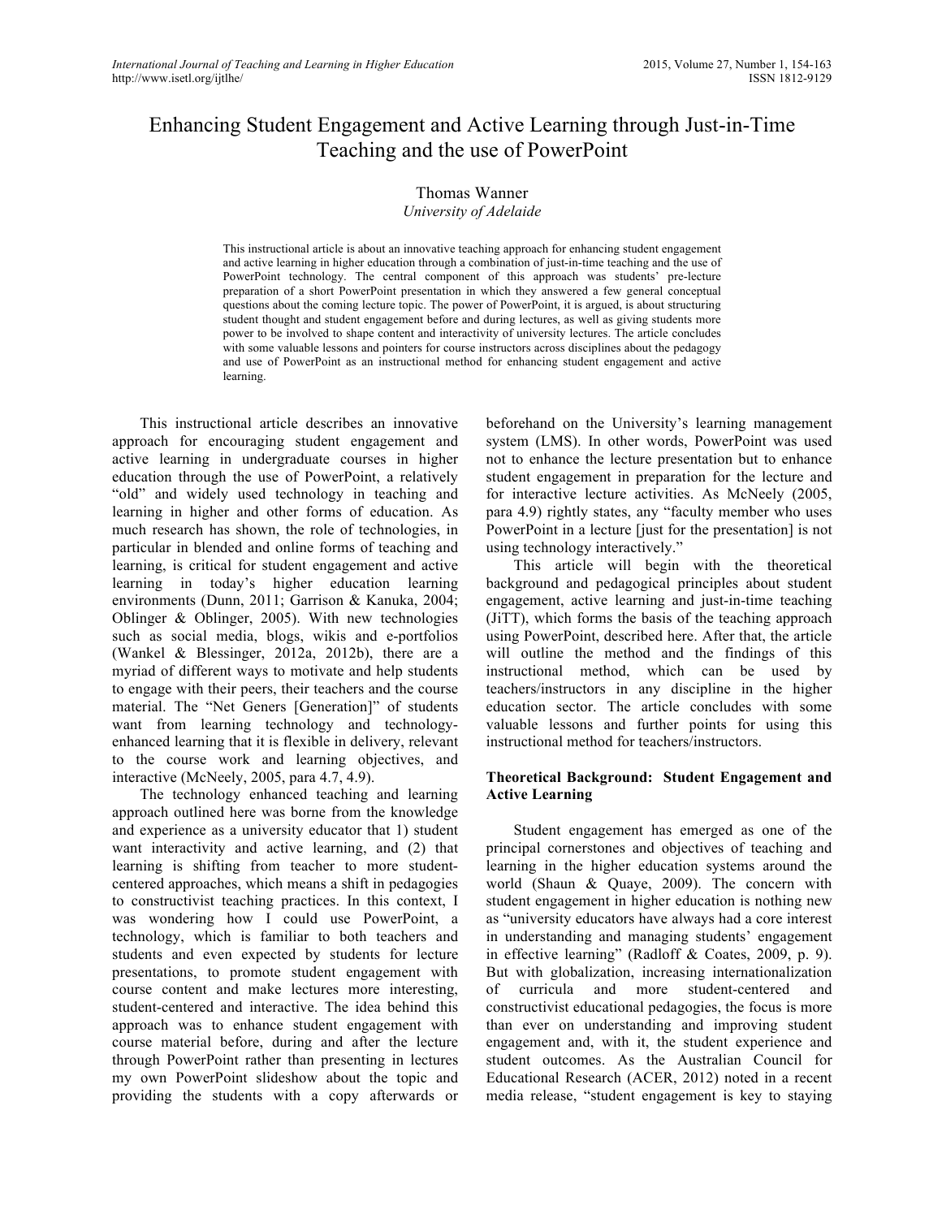# Enhancing Student Engagement and Active Learning through Just-in-Time Teaching and the use of PowerPoint

Thomas Wanner
*University of Adelaide*

This instructional article is about an innovative teaching approach for enhancing student engagement and active learning in higher education through a combination of just-in-time teaching and the use of PowerPoint technology. The central component of this approach was students' pre-lecture preparation of a short PowerPoint presentation in which they answered a few general conceptual questions about the coming lecture topic. The power of PowerPoint, it is argued, is about structuring student thought and student engagement before and during lectures, as well as giving students more power to be involved to shape content and interactivity of university lectures. The article concludes with some valuable lessons and pointers for course instructors across disciplines about the pedagogy and use of PowerPoint as an instructional method for enhancing student engagement and active learning.

This instructional article describes an innovative approach for encouraging student engagement and active learning in undergraduate courses in higher education through the use of PowerPoint, a relatively "old" and widely used technology in teaching and learning in higher and other forms of education. As much research has shown, the role of technologies, in particular in blended and online forms of teaching and learning, is critical for student engagement and active learning in today's higher education learning environments (Dunn, 2011; Garrison & Kanuka, 2004; Oblinger & Oblinger, 2005). With new technologies such as social media, blogs, wikis and e-portfolios (Wankel & Blessinger, 2012a, 2012b), there are a myriad of different ways to motivate and help students to engage with their peers, their teachers and the course material. The "Net Geners [Generation]" of students want from learning technology and technology-enhanced learning that it is flexible in delivery, relevant to the course work and learning objectives, and interactive (McNeely, 2005, para 4.7, 4.9).

The technology enhanced teaching and learning approach outlined here was borne from the knowledge and experience as a university educator that 1) student want interactivity and active learning, and (2) that learning is shifting from teacher to more student-centered approaches, which means a shift in pedagogies to constructivist teaching practices. In this context, I was wondering how I could use PowerPoint, a technology, which is familiar to both teachers and students and even expected by students for lecture presentations, to promote student engagement with course content and make lectures more interesting, student-centered and interactive. The idea behind this approach was to enhance student engagement with course material before, during and after the lecture through PowerPoint rather than presenting in lectures my own PowerPoint slideshow about the topic and providing the students with a copy afterwards or beforehand on the University's learning management system (LMS). In other words, PowerPoint was used not to enhance the lecture presentation but to enhance student engagement in preparation for the lecture and for interactive lecture activities. As McNeely (2005, para 4.9) rightly states, any "faculty member who uses PowerPoint in a lecture [just for the presentation] is not using technology interactively."

This article will begin with the theoretical background and pedagogical principles about student engagement, active learning and just-in-time teaching (JiTT), which forms the basis of the teaching approach using PowerPoint, described here. After that, the article will outline the method and the findings of this instructional method, which can be used by teachers/instructors in any discipline in the higher education sector. The article concludes with some valuable lessons and further points for using this instructional method for teachers/instructors.

## Theoretical Background: Student Engagement and Active Learning

Student engagement has emerged as one of the principal cornerstones and objectives of teaching and learning in the higher education systems around the world (Shaun & Quaye, 2009). The concern with student engagement in higher education is nothing new as "university educators have always had a core interest in understanding and managing students' engagement in effective learning" (Radloff & Coates, 2009, p. 9). But with globalization, increasing internationalization of curricula and more student-centered and constructivist educational pedagogies, the focus is more than ever on understanding and improving student engagement and, with it, the student experience and student outcomes. As the Australian Council for Educational Research (ACER, 2012) noted in a recent media release, "student engagement is key to staying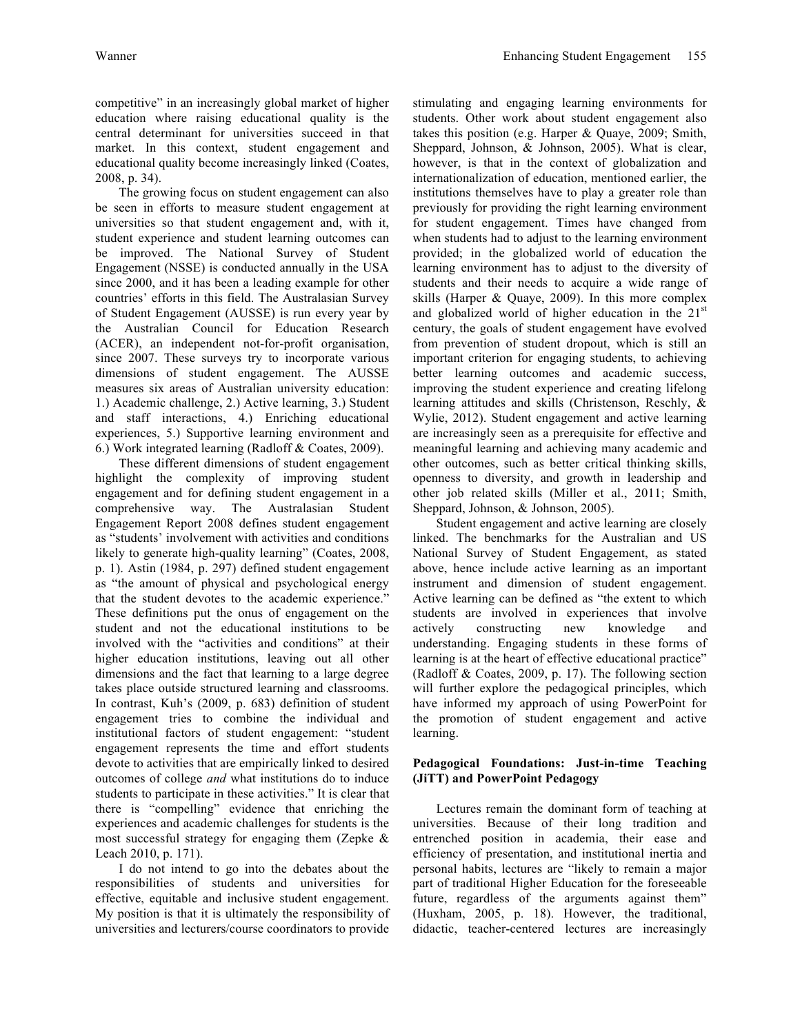competitive" in an increasingly global market of higher education where raising educational quality is the central determinant for universities succeed in that market. In this context, student engagement and educational quality become increasingly linked (Coates, 2008, p. 34).

The growing focus on student engagement can also be seen in efforts to measure student engagement at universities so that student engagement and, with it, student experience and student learning outcomes can be improved. The National Survey of Student Engagement (NSSE) is conducted annually in the USA since 2000, and it has been a leading example for other countries' efforts in this field. The Australasian Survey of Student Engagement (AUSSE) is run every year by the Australian Council for Education Research (ACER), an independent not-for-profit organisation, since 2007. These surveys try to incorporate various dimensions of student engagement. The AUSSE measures six areas of Australian university education: 1.) Academic challenge, 2.) Active learning, 3.) Student and staff interactions, 4.) Enriching educational experiences, 5.) Supportive learning environment and 6.) Work integrated learning (Radloff & Coates, 2009).

These different dimensions of student engagement highlight the complexity of improving student engagement and for defining student engagement in a comprehensive way. The Australasian Student Engagement Report 2008 defines student engagement as "students' involvement with activities and conditions likely to generate high-quality learning" (Coates, 2008, p. 1). Astin (1984, p. 297) defined student engagement as "the amount of physical and psychological energy that the student devotes to the academic experience." These definitions put the onus of engagement on the student and not the educational institutions to be involved with the "activities and conditions" at their higher education institutions, leaving out all other dimensions and the fact that learning to a large degree takes place outside structured learning and classrooms. In contrast, Kuh's (2009, p. 683) definition of student engagement tries to combine the individual and institutional factors of student engagement: "student engagement represents the time and effort students devote to activities that are empirically linked to desired outcomes of college *and* what institutions do to induce students to participate in these activities." It is clear that there is "compelling" evidence that enriching the experiences and academic challenges for students is the most successful strategy for engaging them (Zepke & Leach 2010, p. 171).

I do not intend to go into the debates about the responsibilities of students and universities for effective, equitable and inclusive student engagement. My position is that it is ultimately the responsibility of universities and lecturers/course coordinators to provide stimulating and engaging learning environments for students. Other work about student engagement also takes this position (e.g. Harper & Quaye, 2009; Smith, Sheppard, Johnson, & Johnson, 2005). What is clear, however, is that in the context of globalization and internationalization of education, mentioned earlier, the institutions themselves have to play a greater role than previously for providing the right learning environment for student engagement. Times have changed from when students had to adjust to the learning environment provided; in the globalized world of education the learning environment has to adjust to the diversity of students and their needs to acquire a wide range of skills (Harper & Quaye, 2009). In this more complex and globalized world of higher education in the 21st century, the goals of student engagement have evolved from prevention of student dropout, which is still an important criterion for engaging students, to achieving better learning outcomes and academic success, improving the student experience and creating lifelong learning attitudes and skills (Christenson, Reschly, & Wylie, 2012). Student engagement and active learning are increasingly seen as a prerequisite for effective and meaningful learning and achieving many academic and other outcomes, such as better critical thinking skills, openness to diversity, and growth in leadership and other job related skills (Miller et al., 2011; Smith, Sheppard, Johnson, & Johnson, 2005).

Student engagement and active learning are closely linked. The benchmarks for the Australian and US National Survey of Student Engagement, as stated above, hence include active learning as an important instrument and dimension of student engagement. Active learning can be defined as "the extent to which students are involved in experiences that involve actively constructing new knowledge and understanding. Engaging students in these forms of learning is at the heart of effective educational practice" (Radloff & Coates, 2009, p. 17). The following section will further explore the pedagogical principles, which have informed my approach of using PowerPoint for the promotion of student engagement and active learning.

### Pedagogical Foundations: Just-in-time Teaching (JiTT) and PowerPoint Pedagogy

Lectures remain the dominant form of teaching at universities. Because of their long tradition and entrenched position in academia, their ease and efficiency of presentation, and institutional inertia and personal habits, lectures are "likely to remain a major part of traditional Higher Education for the foreseeable future, regardless of the arguments against them" (Huxham, 2005, p. 18). However, the traditional, didactic, teacher-centered lectures are increasingly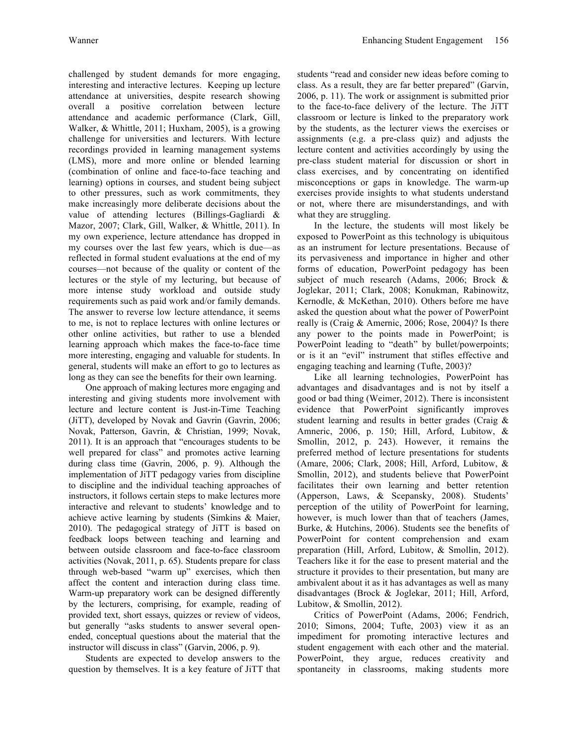challenged by student demands for more engaging, interesting and interactive lectures. Keeping up lecture attendance at universities, despite research showing overall a positive correlation between lecture attendance and academic performance (Clark, Gill, Walker, & Whittle, 2011; Huxham, 2005), is a growing challenge for universities and lecturers. With lecture recordings provided in learning management systems (LMS), more and more online or blended learning (combination of online and face-to-face teaching and learning) options in courses, and student being subject to other pressures, such as work commitments, they make increasingly more deliberate decisions about the value of attending lectures (Billings-Gagliardi & Mazor, 2007; Clark, Gill, Walker, & Whittle, 2011). In my own experience, lecture attendance has dropped in my courses over the last few years, which is due—as reflected in formal student evaluations at the end of my courses—not because of the quality or content of the lectures or the style of my lecturing, but because of more intense study workload and outside study requirements such as paid work and/or family demands. The answer to reverse low lecture attendance, it seems to me, is not to replace lectures with online lectures or other online activities, but rather to use a blended learning approach which makes the face-to-face time more interesting, engaging and valuable for students. In general, students will make an effort to go to lectures as long as they can see the benefits for their own learning.

One approach of making lectures more engaging and interesting and giving students more involvement with lecture and lecture content is Just-in-Time Teaching (JiTT), developed by Novak and Gavrin (Gavrin, 2006; Novak, Patterson, Gavrin, & Christian, 1999; Novak, 2011). It is an approach that "encourages students to be well prepared for class" and promotes active learning during class time (Gavrin, 2006, p. 9). Although the implementation of JiTT pedagogy varies from discipline to discipline and the individual teaching approaches of instructors, it follows certain steps to make lectures more interactive and relevant to students' knowledge and to achieve active learning by students (Simkins & Maier, 2010). The pedagogical strategy of JiTT is based on feedback loops between teaching and learning and between outside classroom and face-to-face classroom activities (Novak, 2011, p. 65). Students prepare for class through web-based "warm up" exercises, which then affect the content and interaction during class time. Warm-up preparatory work can be designed differently by the lecturers, comprising, for example, reading of provided text, short essays, quizzes or review of videos, but generally "asks students to answer several open-ended, conceptual questions about the material that the instructor will discuss in class" (Garvin, 2006, p. 9).

Students are expected to develop answers to the question by themselves. It is a key feature of JiTT that students "read and consider new ideas before coming to class. As a result, they are far better prepared" (Garvin, 2006, p. 11). The work or assignment is submitted prior to the face-to-face delivery of the lecture. The JiTT classroom or lecture is linked to the preparatory work by the students, as the lecturer views the exercises or assignments (e.g. a pre-class quiz) and adjusts the lecture content and activities accordingly by using the pre-class student material for discussion or short in class exercises, and by concentrating on identified misconceptions or gaps in knowledge. The warm-up exercises provide insights to what students understand or not, where there are misunderstandings, and with what they are struggling.

In the lecture, the students will most likely be exposed to PowerPoint as this technology is ubiquitous as an instrument for lecture presentations. Because of its pervasiveness and importance in higher and other forms of education, PowerPoint pedagogy has been subject of much research (Adams, 2006; Brock & Joglekar, 2011; Clark, 2008; Konukman, Rabinowitz, Kernodle, & McKethan, 2010). Others before me have asked the question about what the power of PowerPoint really is (Craig & Amernic, 2006; Rose, 2004)? Is there any power to the points made in PowerPoint; is PowerPoint leading to "death" by bullet/powerpoints; or is it an "evil" instrument that stifles effective and engaging teaching and learning (Tufte, 2003)?

Like all learning technologies, PowerPoint has advantages and disadvantages and is not by itself a good or bad thing (Weimer, 2012). There is inconsistent evidence that PowerPoint significantly improves student learning and results in better grades (Craig & Amneric, 2006, p. 150; Hill, Arford, Lubitow, & Smollin, 2012, p. 243). However, it remains the preferred method of lecture presentations for students (Amare, 2006; Clark, 2008; Hill, Arford, Lubitow, & Smollin, 2012), and students believe that PowerPoint facilitates their own learning and better retention (Apperson, Laws, & Scepansky, 2008). Students' perception of the utility of PowerPoint for learning, however, is much lower than that of teachers (James, Burke, & Hutchins, 2006). Students see the benefits of PowerPoint for content comprehension and exam preparation (Hill, Arford, Lubitow, & Smollin, 2012). Teachers like it for the ease to present material and the structure it provides to their presentation, but many are ambivalent about it as it has advantages as well as many disadvantages (Brock & Joglekar, 2011; Hill, Arford, Lubitow, & Smollin, 2012).

Critics of PowerPoint (Adams, 2006; Fendrich, 2010; Simons, 2004; Tufte, 2003) view it as an impediment for promoting interactive lectures and student engagement with each other and the material. PowerPoint, they argue, reduces creativity and spontaneity in classrooms, making students more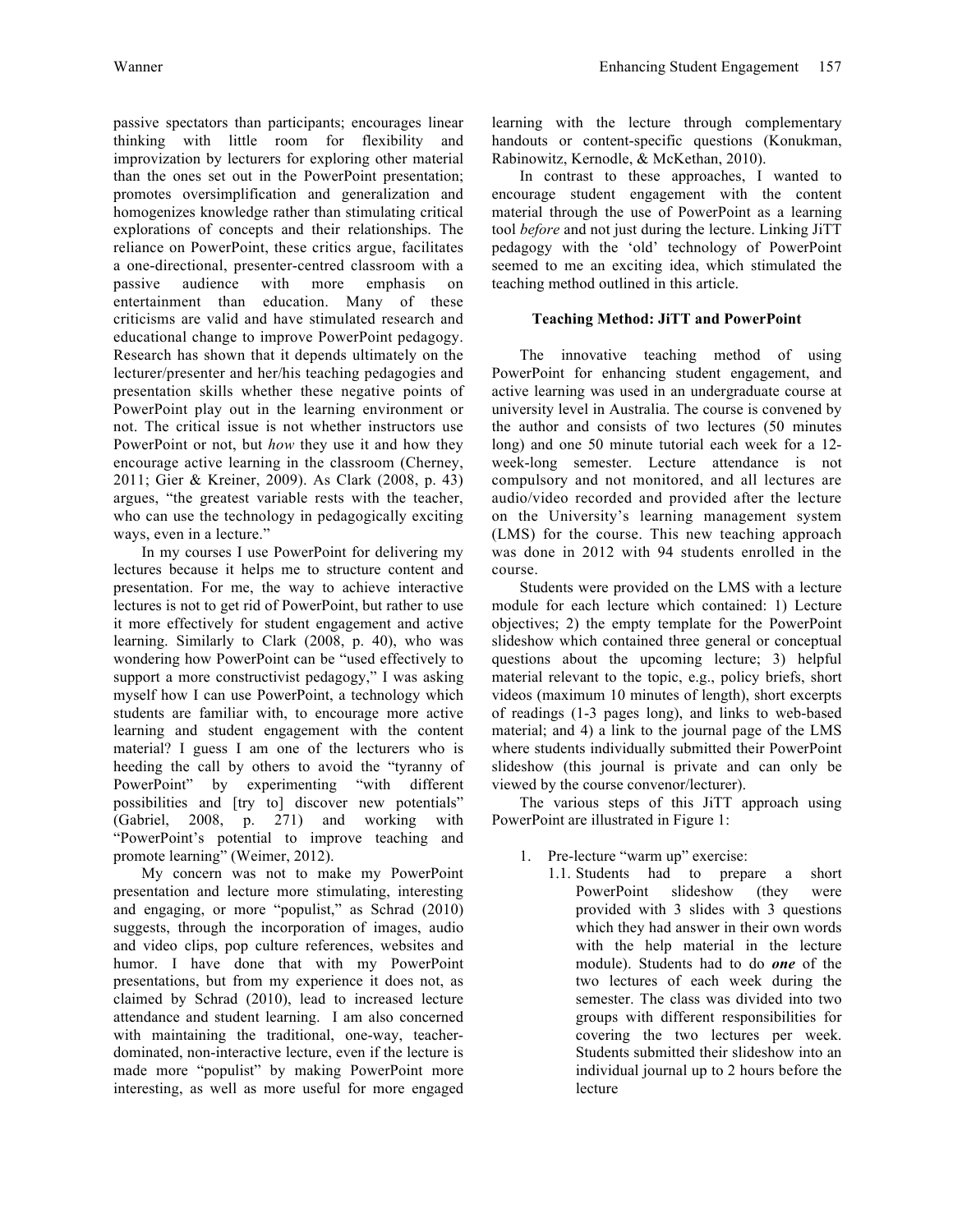passive spectators than participants; encourages linear thinking with little room for flexibility and improvization by lecturers for exploring other material than the ones set out in the PowerPoint presentation; promotes oversimplification and generalization and homogenizes knowledge rather than stimulating critical explorations of concepts and their relationships. The reliance on PowerPoint, these critics argue, facilitates a one-directional, presenter-centred classroom with a passive audience with more emphasis on entertainment than education. Many of these criticisms are valid and have stimulated research and educational change to improve PowerPoint pedagogy. Research has shown that it depends ultimately on the lecturer/presenter and her/his teaching pedagogies and presentation skills whether these negative points of PowerPoint play out in the learning environment or not. The critical issue is not whether instructors use PowerPoint or not, but *how* they use it and how they encourage active learning in the classroom (Cherney, 2011; Gier & Kreiner, 2009). As Clark (2008, p. 43) argues, "the greatest variable rests with the teacher, who can use the technology in pedagogically exciting ways, even in a lecture."

In my courses I use PowerPoint for delivering my lectures because it helps me to structure content and presentation. For me, the way to achieve interactive lectures is not to get rid of PowerPoint, but rather to use it more effectively for student engagement and active learning. Similarly to Clark (2008, p. 40), who was wondering how PowerPoint can be "used effectively to support a more constructivist pedagogy," I was asking myself how I can use PowerPoint, a technology which students are familiar with, to encourage more active learning and student engagement with the content material? I guess I am one of the lecturers who is heeding the call by others to avoid the "tyranny of PowerPoint" by experimenting "with different possibilities and [try to] discover new potentials" (Gabriel, 2008, p. 271) and working with "PowerPoint's potential to improve teaching and promote learning" (Weimer, 2012).

My concern was not to make my PowerPoint presentation and lecture more stimulating, interesting and engaging, or more "populist," as Schrad (2010) suggests, through the incorporation of images, audio and video clips, pop culture references, websites and humor. I have done that with my PowerPoint presentations, but from my experience it does not, as claimed by Schrad (2010), lead to increased lecture attendance and student learning. I am also concerned with maintaining the traditional, one-way, teacher-dominated, non-interactive lecture, even if the lecture is made more "populist" by making PowerPoint more interesting, as well as more useful for more engaged learning with the lecture through complementary handouts or content-specific questions (Konukman, Rabinowitz, Kernodle, & McKethan, 2010).

In contrast to these approaches, I wanted to encourage student engagement with the content material through the use of PowerPoint as a learning tool *before* and not just during the lecture. Linking JiTT pedagogy with the 'old' technology of PowerPoint seemed to me an exciting idea, which stimulated the teaching method outlined in this article.

### Teaching Method: JiTT and PowerPoint

The innovative teaching method of using PowerPoint for enhancing student engagement, and active learning was used in an undergraduate course at university level in Australia. The course is convened by the author and consists of two lectures (50 minutes long) and one 50 minute tutorial each week for a 12-week-long semester. Lecture attendance is not compulsory and not monitored, and all lectures are audio/video recorded and provided after the lecture on the University's learning management system (LMS) for the course. This new teaching approach was done in 2012 with 94 students enrolled in the course.

Students were provided on the LMS with a lecture module for each lecture which contained: 1) Lecture objectives; 2) the empty template for the PowerPoint slideshow which contained three general or conceptual questions about the upcoming lecture; 3) helpful material relevant to the topic, e.g., policy briefs, short videos (maximum 10 minutes of length), short excerpts of readings (1-3 pages long), and links to web-based material; and 4) a link to the journal page of the LMS where students individually submitted their PowerPoint slideshow (this journal is private and can only be viewed by the course convenor/lecturer).

The various steps of this JiTT approach using PowerPoint are illustrated in Figure 1:

1. Pre-lecture "warm up" exercise:
   1.1. Students had to prepare a short PowerPoint slideshow (they were provided with 3 slides with 3 questions which they had answer in their own words with the help material in the lecture module). Students had to do ***one*** of the two lectures of each week during the semester. The class was divided into two groups with different responsibilities for covering the two lectures per week. Students submitted their slideshow into an individual journal up to 2 hours before the lecture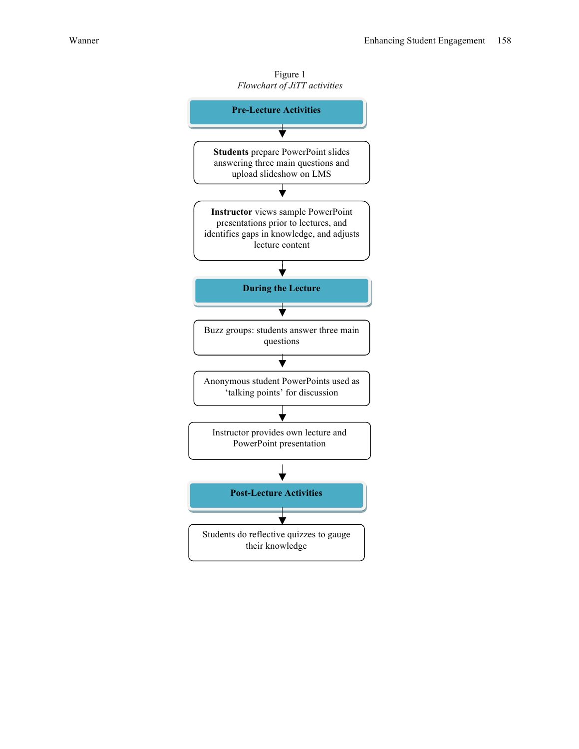Figure 1

*Flowchart of JiTT activities*

**Pre-Lecture Activities**

**Students** prepare PowerPoint slides answering three main questions and upload slideshow on LMS

**Instructor** views sample PowerPoint presentations prior to lectures, and identifies gaps in knowledge, and adjusts lecture content

**During the Lecture**

Buzz groups: students answer three main questions

Anonymous student PowerPoints used as 'talking points' for discussion

Instructor provides own lecture and PowerPoint presentation

**Post-Lecture Activities**

Students do reflective quizzes to gauge their knowledge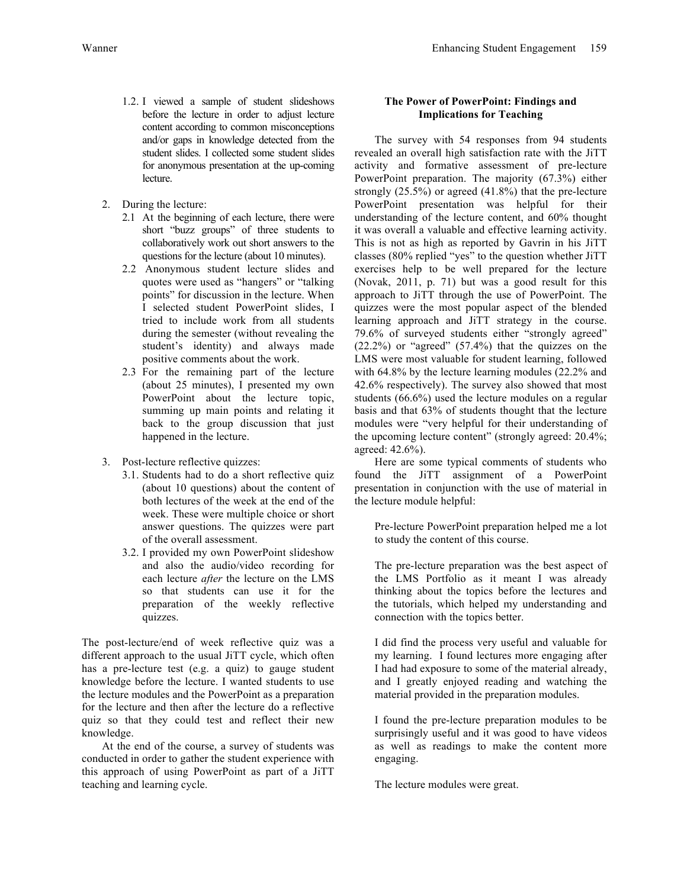1.2. I viewed a sample of student slideshows before the lecture in order to adjust lecture content according to common misconceptions and/or gaps in knowledge detected from the student slides. I collected some student slides for anonymous presentation at the up-coming lecture.

2. During the lecture:
   2.1 At the beginning of each lecture, there were short "buzz groups" of three students to collaboratively work out short answers to the questions for the lecture (about 10 minutes).
   2.2 Anonymous student lecture slides and quotes were used as "hangers" or "talking points" for discussion in the lecture. When I selected student PowerPoint slides, I tried to include work from all students during the semester (without revealing the student's identity) and always made positive comments about the work.
   2.3 For the remaining part of the lecture (about 25 minutes), I presented my own PowerPoint about the lecture topic, summing up main points and relating it back to the group discussion that just happened in the lecture.

3. Post-lecture reflective quizzes:
   3.1. Students had to do a short reflective quiz (about 10 questions) about the content of both lectures of the week at the end of the week. These were multiple choice or short answer questions. The quizzes were part of the overall assessment.
   3.2. I provided my own PowerPoint slideshow and also the audio/video recording for each lecture *after* the lecture on the LMS so that students can use it for the preparation of the weekly reflective quizzes.

The post-lecture/end of week reflective quiz was a different approach to the usual JiTT cycle, which often has a pre-lecture test (e.g. a quiz) to gauge student knowledge before the lecture. I wanted students to use the lecture modules and the PowerPoint as a preparation for the lecture and then after the lecture do a reflective quiz so that they could test and reflect their new knowledge.

At the end of the course, a survey of students was conducted in order to gather the student experience with this approach of using PowerPoint as part of a JiTT teaching and learning cycle.

## The Power of PowerPoint: Findings and Implications for Teaching

The survey with 54 responses from 94 students revealed an overall high satisfaction rate with the JiTT activity and formative assessment of pre-lecture PowerPoint preparation. The majority (67.3%) either strongly (25.5%) or agreed (41.8%) that the pre-lecture PowerPoint presentation was helpful for their understanding of the lecture content, and 60% thought it was overall a valuable and effective learning activity. This is not as high as reported by Gavrin in his JiTT classes (80% replied "yes" to the question whether JiTT exercises help to be well prepared for the lecture (Novak, 2011, p. 71) but was a good result for this approach to JiTT through the use of PowerPoint. The quizzes were the most popular aspect of the blended learning approach and JiTT strategy in the course. 79.6% of surveyed students either "strongly agreed" (22.2%) or "agreed" (57.4%) that the quizzes on the LMS were most valuable for student learning, followed with 64.8% by the lecture learning modules (22.2% and 42.6% respectively). The survey also showed that most students (66.6%) used the lecture modules on a regular basis and that 63% of students thought that the lecture modules were "very helpful for their understanding of the upcoming lecture content" (strongly agreed: 20.4%; agreed: 42.6%).

Here are some typical comments of students who found the JiTT assignment of a PowerPoint presentation in conjunction with the use of material in the lecture module helpful:

> Pre-lecture PowerPoint preparation helped me a lot to study the content of this course.
>
> The pre-lecture preparation was the best aspect of the LMS Portfolio as it meant I was already thinking about the topics before the lectures and the tutorials, which helped my understanding and connection with the topics better.
>
> I did find the process very useful and valuable for my learning. I found lectures more engaging after I had had exposure to some of the material already, and I greatly enjoyed reading and watching the material provided in the preparation modules.
>
> I found the pre-lecture preparation modules to be surprisingly useful and it was good to have videos as well as readings to make the content more engaging.
>
> The lecture modules were great.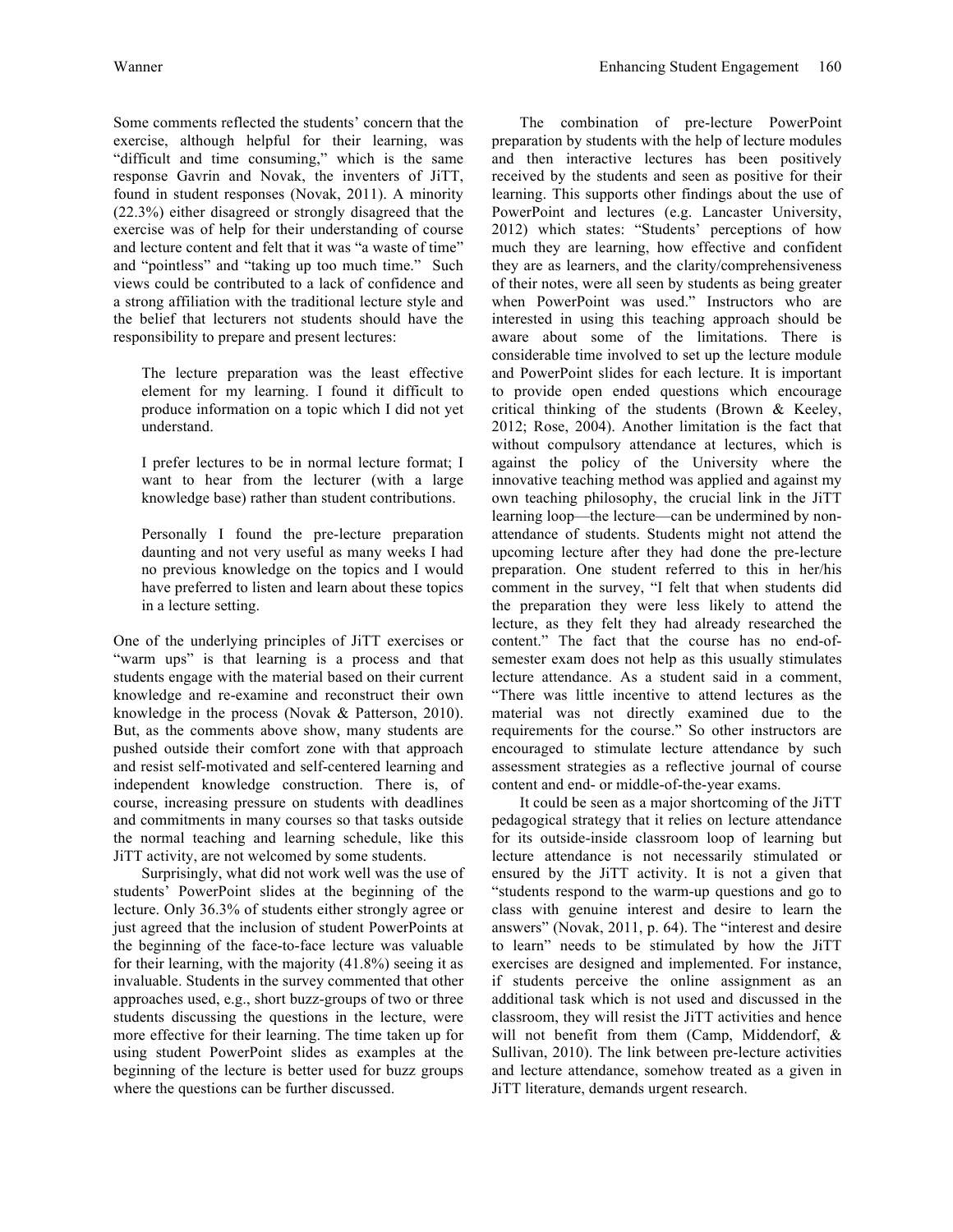Some comments reflected the students' concern that the exercise, although helpful for their learning, was "difficult and time consuming," which is the same response Gavrin and Novak, the inventers of JiTT, found in student responses (Novak, 2011). A minority (22.3%) either disagreed or strongly disagreed that the exercise was of help for their understanding of course and lecture content and felt that it was "a waste of time" and "pointless" and "taking up too much time." Such views could be contributed to a lack of confidence and a strong affiliation with the traditional lecture style and the belief that lecturers not students should have the responsibility to prepare and present lectures:

> The lecture preparation was the least effective element for my learning. I found it difficult to produce information on a topic which I did not yet understand.
>
> I prefer lectures to be in normal lecture format; I want to hear from the lecturer (with a large knowledge base) rather than student contributions.
>
> Personally I found the pre-lecture preparation daunting and not very useful as many weeks I had no previous knowledge on the topics and I would have preferred to listen and learn about these topics in a lecture setting.

One of the underlying principles of JiTT exercises or "warm ups" is that learning is a process and that students engage with the material based on their current knowledge and re-examine and reconstruct their own knowledge in the process (Novak & Patterson, 2010). But, as the comments above show, many students are pushed outside their comfort zone with that approach and resist self-motivated and self-centered learning and independent knowledge construction. There is, of course, increasing pressure on students with deadlines and commitments in many courses so that tasks outside the normal teaching and learning schedule, like this JiTT activity, are not welcomed by some students.

Surprisingly, what did not work well was the use of students' PowerPoint slides at the beginning of the lecture. Only 36.3% of students either strongly agree or just agreed that the inclusion of student PowerPoints at the beginning of the face-to-face lecture was valuable for their learning, with the majority (41.8%) seeing it as invaluable. Students in the survey commented that other approaches used, e.g., short buzz-groups of two or three students discussing the questions in the lecture, were more effective for their learning. The time taken up for using student PowerPoint slides as examples at the beginning of the lecture is better used for buzz groups where the questions can be further discussed.

The combination of pre-lecture PowerPoint preparation by students with the help of lecture modules and then interactive lectures has been positively received by the students and seen as positive for their learning. This supports other findings about the use of PowerPoint and lectures (e.g. Lancaster University, 2012) which states: "Students' perceptions of how much they are learning, how effective and confident they are as learners, and the clarity/comprehensiveness of their notes, were all seen by students as being greater when PowerPoint was used." Instructors who are interested in using this teaching approach should be aware about some of the limitations. There is considerable time involved to set up the lecture module and PowerPoint slides for each lecture. It is important to provide open ended questions which encourage critical thinking of the students (Brown & Keeley, 2012; Rose, 2004). Another limitation is the fact that without compulsory attendance at lectures, which is against the policy of the University where the innovative teaching method was applied and against my own teaching philosophy, the crucial link in the JiTT learning loop—the lecture—can be undermined by non-attendance of students. Students might not attend the upcoming lecture after they had done the pre-lecture preparation. One student referred to this in her/his comment in the survey, "I felt that when students did the preparation they were less likely to attend the lecture, as they felt they had already researched the content." The fact that the course has no end-of-semester exam does not help as this usually stimulates lecture attendance. As a student said in a comment, "There was little incentive to attend lectures as the material was not directly examined due to the requirements for the course." So other instructors are encouraged to stimulate lecture attendance by such assessment strategies as a reflective journal of course content and end- or middle-of-the-year exams.

It could be seen as a major shortcoming of the JiTT pedagogical strategy that it relies on lecture attendance for its outside-inside classroom loop of learning but lecture attendance is not necessarily stimulated or ensured by the JiTT activity. It is not a given that "students respond to the warm-up questions and go to class with genuine interest and desire to learn the answers" (Novak, 2011, p. 64). The "interest and desire to learn" needs to be stimulated by how the JiTT exercises are designed and implemented. For instance, if students perceive the online assignment as an additional task which is not used and discussed in the classroom, they will resist the JiTT activities and hence will not benefit from them (Camp, Middendorf, & Sullivan, 2010). The link between pre-lecture activities and lecture attendance, somehow treated as a given in JiTT literature, demands urgent research.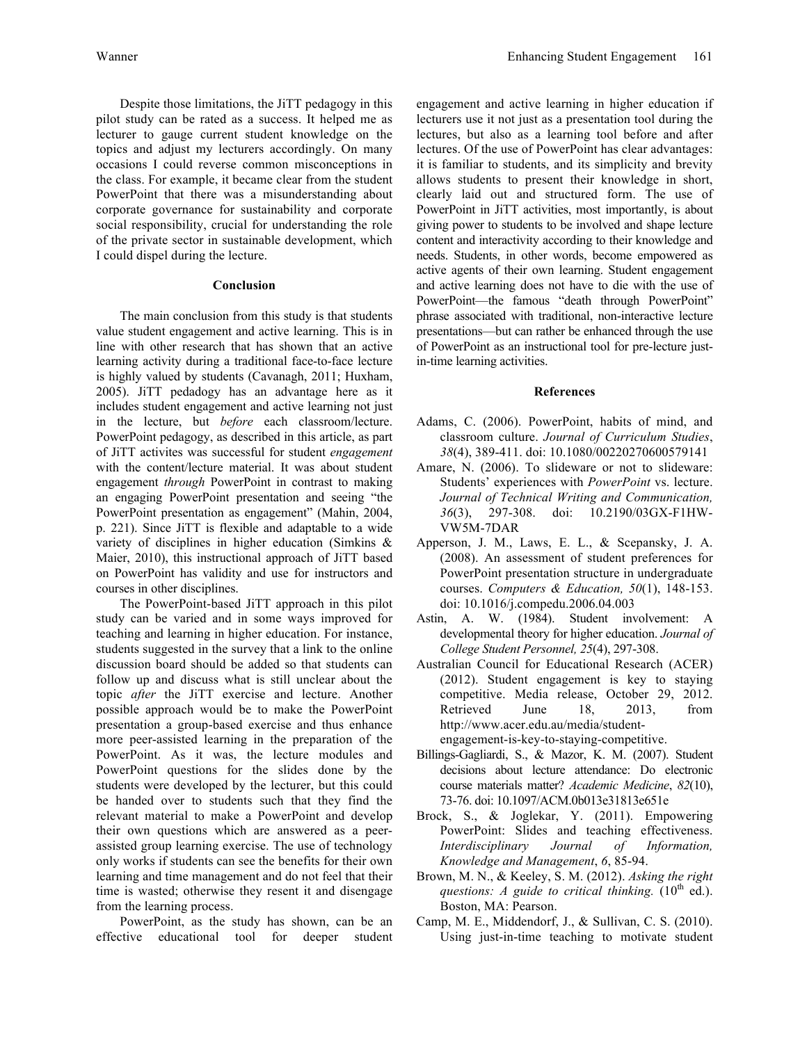Despite those limitations, the JiTT pedagogy in this pilot study can be rated as a success. It helped me as lecturer to gauge current student knowledge on the topics and adjust my lecturers accordingly. On many occasions I could reverse common misconceptions in the class. For example, it became clear from the student PowerPoint that there was a misunderstanding about corporate governance for sustainability and corporate social responsibility, crucial for understanding the role of the private sector in sustainable development, which I could dispel during the lecture.

### Conclusion

The main conclusion from this study is that students value student engagement and active learning. This is in line with other research that has shown that an active learning activity during a traditional face-to-face lecture is highly valued by students (Cavanagh, 2011; Huxham, 2005). JiTT pedadogy has an advantage here as it includes student engagement and active learning not just in the lecture, but *before* each classroom/lecture. PowerPoint pedagogy, as described in this article, as part of JiTT activites was successful for student *engagement* with the content/lecture material. It was about student engagement *through* PowerPoint in contrast to making an engaging PowerPoint presentation and seeing "the PowerPoint presentation as engagement" (Mahin, 2004, p. 221). Since JiTT is flexible and adaptable to a wide variety of disciplines in higher education (Simkins & Maier, 2010), this instructional approach of JiTT based on PowerPoint has validity and use for instructors and courses in other disciplines.

The PowerPoint-based JiTT approach in this pilot study can be varied and in some ways improved for teaching and learning in higher education. For instance, students suggested in the survey that a link to the online discussion board should be added so that students can follow up and discuss what is still unclear about the topic *after* the JiTT exercise and lecture. Another possible approach would be to make the PowerPoint presentation a group-based exercise and thus enhance more peer-assisted learning in the preparation of the PowerPoint. As it was, the lecture modules and PowerPoint questions for the slides done by the students were developed by the lecturer, but this could be handed over to students such that they find the relevant material to make a PowerPoint and develop their own questions which are answered as a peer-assisted group learning exercise. The use of technology only works if students can see the benefits for their own learning and time management and do not feel that their time is wasted; otherwise they resent it and disengage from the learning process.

PowerPoint, as the study has shown, can be an effective educational tool for deeper student engagement and active learning in higher education if lecturers use it not just as a presentation tool during the lectures, but also as a learning tool before and after lectures. Of the use of PowerPoint has clear advantages: it is familiar to students, and its simplicity and brevity allows students to present their knowledge in short, clearly laid out and structured form. The use of PowerPoint in JiTT activities, most importantly, is about giving power to students to be involved and shape lecture content and interactivity according to their knowledge and needs. Students, in other words, become empowered as active agents of their own learning. Student engagement and active learning does not have to die with the use of PowerPoint—the famous "death through PowerPoint" phrase associated with traditional, non-interactive lecture presentations—but can rather be enhanced through the use of PowerPoint as an instructional tool for pre-lecture just-in-time learning activities.

### References

Adams, C. (2006). PowerPoint, habits of mind, and classroom culture. *Journal of Curriculum Studies*, *38*(4), 389-411. doi: 10.1080/00220270600579141

Amare, N. (2006). To slideware or not to slideware: Students' experiences with *PowerPoint* vs. lecture. *Journal of Technical Writing and Communication, 36*(3), 297-308. doi: 10.2190/03GX-F1HW-VW5M-7DAR

Apperson, J. M., Laws, E. L., & Scepansky, J. A. (2008). An assessment of student preferences for PowerPoint presentation structure in undergraduate courses. *Computers & Education, 50*(1), 148-153. doi: 10.1016/j.compedu.2006.04.003

Astin, A. W. (1984). Student involvement: A developmental theory for higher education. *Journal of College Student Personnel, 25*(4), 297-308.

Australian Council for Educational Research (ACER) (2012). Student engagement is key to staying competitive. Media release, October 29, 2012. Retrieved June 18, 2013, from http://www.acer.edu.au/media/student-engagement-is-key-to-staying-competitive.

Billings-Gagliardi, S., & Mazor, K. M. (2007). Student decisions about lecture attendance: Do electronic course materials matter? *Academic Medicine*, *82*(10), 73-76. doi: 10.1097/ACM.0b013e31813e651e

Brock, S., & Joglekar, Y. (2011). Empowering PowerPoint: Slides and teaching effectiveness. *Interdisciplinary Journal of Information, Knowledge and Management*, *6*, 85-94.

Brown, M. N., & Keeley, S. M. (2012). *Asking the right questions: A guide to critical thinking.* (10th ed.). Boston, MA: Pearson.

Camp, M. E., Middendorf, J., & Sullivan, C. S. (2010). Using just-in-time teaching to motivate student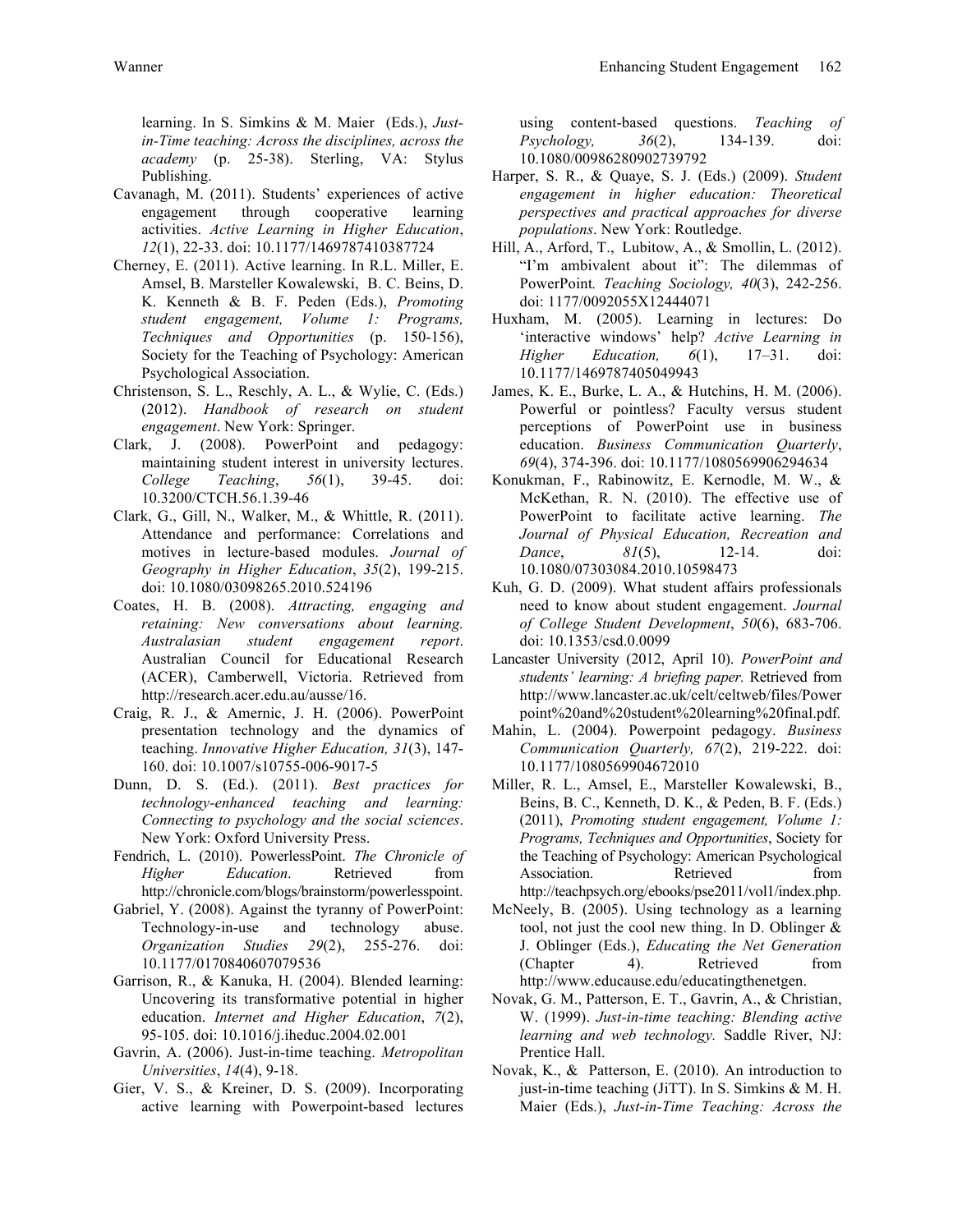learning. In S. Simkins & M. Maier (Eds.), *Just-in-Time teaching: Across the disciplines, across the academy* (p. 25-38). Sterling, VA: Stylus Publishing.

Cavanagh, M. (2011). Students' experiences of active engagement through cooperative learning activities. *Active Learning in Higher Education*, *12*(1), 22-33. doi: 10.1177/1469787410387724

Cherney, E. (2011). Active learning. In R.L. Miller, E. Amsel, B. Marsteller Kowalewski, B. C. Beins, D. K. Kenneth & B. F. Peden (Eds.), *Promoting student engagement, Volume 1: Programs, Techniques and Opportunities* (p. 150-156), Society for the Teaching of Psychology: American Psychological Association.

Christenson, S. L., Reschly, A. L., & Wylie, C. (Eds.) (2012). *Handbook of research on student engagement*. New York: Springer.

Clark, J. (2008). PowerPoint and pedagogy: maintaining student interest in university lectures. *College Teaching*, *56*(1), 39-45. doi: 10.3200/CTCH.56.1.39-46

Clark, G., Gill, N., Walker, M., & Whittle, R. (2011). Attendance and performance: Correlations and motives in lecture-based modules. *Journal of Geography in Higher Education*, *35*(2), 199-215. doi: 10.1080/03098265.2010.524196

Coates, H. B. (2008). *Attracting, engaging and retaining: New conversations about learning. Australasian student engagement report*. Australian Council for Educational Research (ACER), Camberwell, Victoria. Retrieved from http://research.acer.edu.au/ausse/16.

Craig, R. J., & Amernic, J. H. (2006). PowerPoint presentation technology and the dynamics of teaching. *Innovative Higher Education, 31*(3), 147-160. doi: 10.1007/s10755-006-9017-5

Dunn, D. S. (Ed.). (2011). *Best practices for technology-enhanced teaching and learning: Connecting to psychology and the social sciences*. New York: Oxford University Press.

Fendrich, L. (2010). PowerlessPoint. *The Chronicle of Higher Education*. Retrieved from http://chronicle.com/blogs/brainstorm/powerlesspoint.

Gabriel, Y. (2008). Against the tyranny of PowerPoint: Technology-in-use and technology abuse. *Organization Studies 29*(2), 255-276. doi: 10.1177/0170840607079536

Garrison, R., & Kanuka, H. (2004). Blended learning: Uncovering its transformative potential in higher education. *Internet and Higher Education*, *7*(2), 95-105. doi: 10.1016/j.iheduc.2004.02.001

Gavrin, A. (2006). Just-in-time teaching. *Metropolitan Universities*, *14*(4), 9-18.

Gier, V. S., & Kreiner, D. S. (2009). Incorporating active learning with Powerpoint-based lectures using content-based questions. *Teaching of Psychology, 36*(2), 134-139. doi: 10.1080/00986280902739792

Harper, S. R., & Quaye, S. J. (Eds.) (2009). *Student engagement in higher education: Theoretical perspectives and practical approaches for diverse populations*. New York: Routledge.

Hill, A., Arford, T., Lubitow, A., & Smollin, L. (2012). "I'm ambivalent about it": The dilemmas of PowerPoint*. Teaching Sociology, 40*(3), 242-256. doi: 1177/0092055X12444071

Huxham, M. (2005). Learning in lectures: Do 'interactive windows' help? *Active Learning in Higher Education, 6*(1), 17–31. doi: 10.1177/1469787405049943

James, K. E., Burke, L. A., & Hutchins, H. M. (2006). Powerful or pointless? Faculty versus student perceptions of PowerPoint use in business education. *Business Communication Quarterly*, *69*(4), 374-396. doi: 10.1177/1080569906294634

Konukman, F., Rabinowitz, E. Kernodle, M. W., & McKethan, R. N. (2010). The effective use of PowerPoint to facilitate active learning. *The Journal of Physical Education, Recreation and Dance*, *81*(5), 12-14. doi: 10.1080/07303084.2010.10598473

Kuh, G. D. (2009). What student affairs professionals need to know about student engagement. *Journal of College Student Development*, *50*(6), 683-706. doi: 10.1353/csd.0.0099

Lancaster University (2012, April 10). *PowerPoint and students' learning: A briefing paper.* Retrieved from http://www.lancaster.ac.uk/celt/celtweb/files/Powerpoint%20and%20student%20learning%20final.pdf.

Mahin, L. (2004). Powerpoint pedagogy. *Business Communication Quarterly, 67*(2), 219-222. doi: 10.1177/1080569904672010

Miller, R. L., Amsel, E., Marsteller Kowalewski, B., Beins, B. C., Kenneth, D. K., & Peden, B. F. (Eds.) (2011), *Promoting student engagement, Volume 1: Programs, Techniques and Opportunities*, Society for the Teaching of Psychology: American Psychological Association. Retrieved from http://teachpsych.org/ebooks/pse2011/vol1/index.php.

McNeely, B. (2005). Using technology as a learning tool, not just the cool new thing. In D. Oblinger & J. Oblinger (Eds.), *Educating the Net Generation* (Chapter 4). Retrieved from http://www.educause.edu/educatingthenetgen.

Novak, G. M., Patterson, E. T., Gavrin, A., & Christian, W. (1999). *Just-in-time teaching: Blending active learning and web technology.* Saddle River, NJ: Prentice Hall.

Novak, K., & Patterson, E. (2010). An introduction to just-in-time teaching (JiTT). In S. Simkins & M. H. Maier (Eds.), *Just-in-Time Teaching: Across the*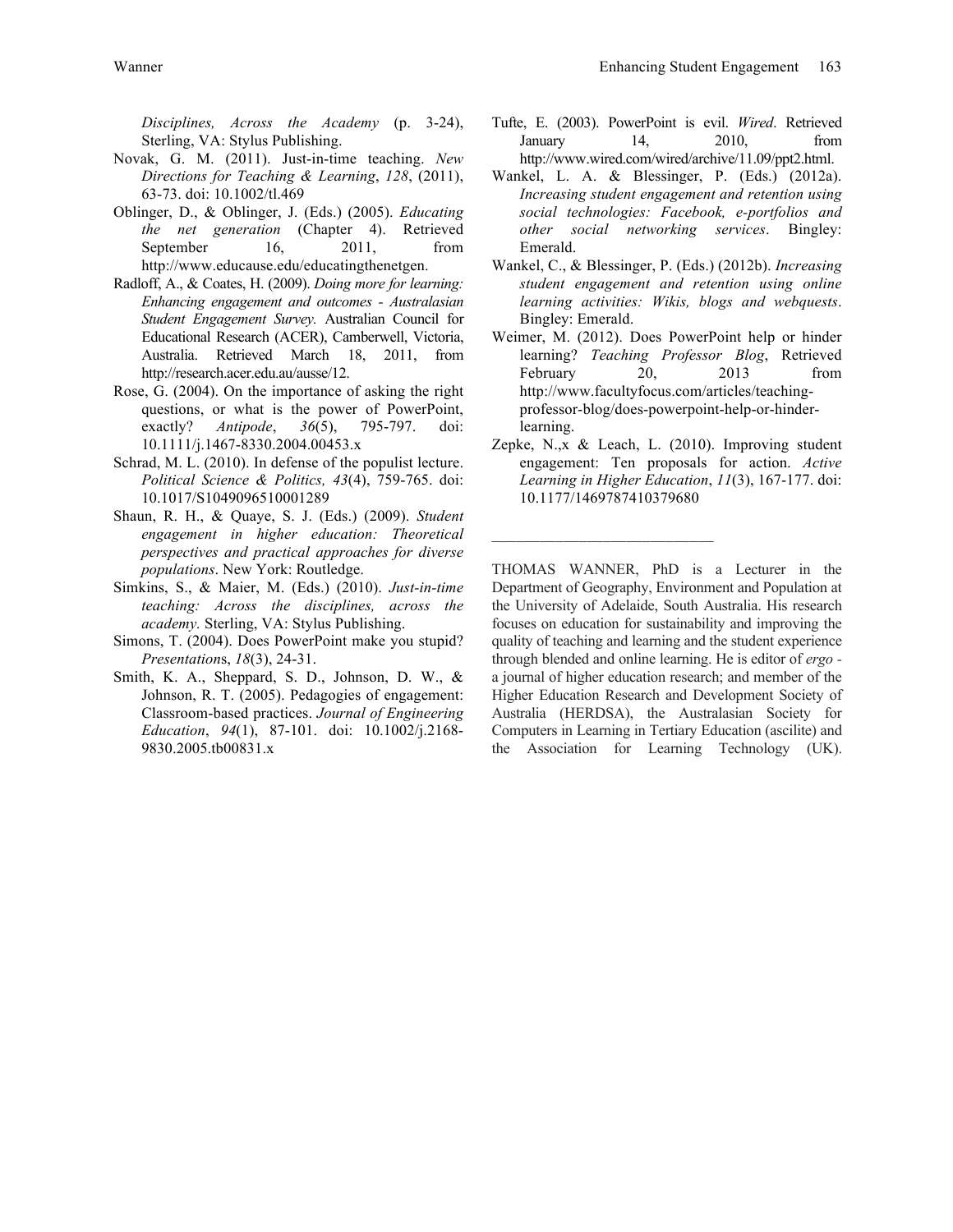*Disciplines, Across the Academy* (p. 3-24), Sterling, VA: Stylus Publishing.

Novak, G. M. (2011). Just-in-time teaching. *New Directions for Teaching & Learning*, *128*, (2011), 63-73. doi: 10.1002/tl.469

Oblinger, D., & Oblinger, J. (Eds.) (2005). *Educating the net generation* (Chapter 4). Retrieved September 16, 2011, from http://www.educause.edu/educatingthenetgen.

Radloff, A., & Coates, H. (2009). *Doing more for learning: Enhancing engagement and outcomes - Australasian Student Engagement Survey.* Australian Council for Educational Research (ACER), Camberwell, Victoria, Australia. Retrieved March 18, 2011, from http://research.acer.edu.au/ausse/12.

Rose, G. (2004). On the importance of asking the right questions, or what is the power of PowerPoint, exactly? *Antipode*, *36*(5), 795-797. doi: 10.1111/j.1467-8330.2004.00453.x

Schrad, M. L. (2010). In defense of the populist lecture. *Political Science & Politics, 43*(4), 759-765. doi: 10.1017/S1049096510001289

Shaun, R. H., & Quaye, S. J. (Eds.) (2009). *Student engagement in higher education: Theoretical perspectives and practical approaches for diverse populations*. New York: Routledge.

Simkins, S., & Maier, M. (Eds.) (2010). *Just-in-time teaching: Across the disciplines, across the academy.* Sterling, VA: Stylus Publishing.

Simons, T. (2004). Does PowerPoint make you stupid? *Presentations*, *18*(3), 24-31.

Smith, K. A., Sheppard, S. D., Johnson, D. W., & Johnson, R. T. (2005). Pedagogies of engagement: Classroom-based practices. *Journal of Engineering Education*, *94*(1), 87-101. doi: 10.1002/j.2168-9830.2005.tb00831.x

Tufte, E. (2003). PowerPoint is evil. *Wired*. Retrieved January 14, 2010, from http://www.wired.com/wired/archive/11.09/ppt2.html.

Wankel, L. A. & Blessinger, P. (Eds.) (2012a). *Increasing student engagement and retention using social technologies: Facebook, e-portfolios and other social networking services*. Bingley: Emerald.

Wankel, C., & Blessinger, P. (Eds.) (2012b). *Increasing student engagement and retention using online learning activities: Wikis, blogs and webquests*. Bingley: Emerald.

Weimer, M. (2012). Does PowerPoint help or hinder learning? *Teaching Professor Blog*, Retrieved February 20, 2013 from http://www.facultyfocus.com/articles/teaching-professor-blog/does-powerpoint-help-or-hinder-learning.

Zepke, N.,x & Leach, L. (2010). Improving student engagement: Ten proposals for action. *Active Learning in Higher Education*, *11*(3), 167-177. doi: 10.1177/1469787410379680

---

THOMAS WANNER, PhD is a Lecturer in the Department of Geography, Environment and Population at the University of Adelaide, South Australia. His research focuses on education for sustainability and improving the quality of teaching and learning and the student experience through blended and online learning. He is editor of *ergo* - a journal of higher education research; and member of the Higher Education Research and Development Society of Australia (HERDSA), the Australasian Society for Computers in Learning in Tertiary Education (ascilite) and the Association for Learning Technology (UK).